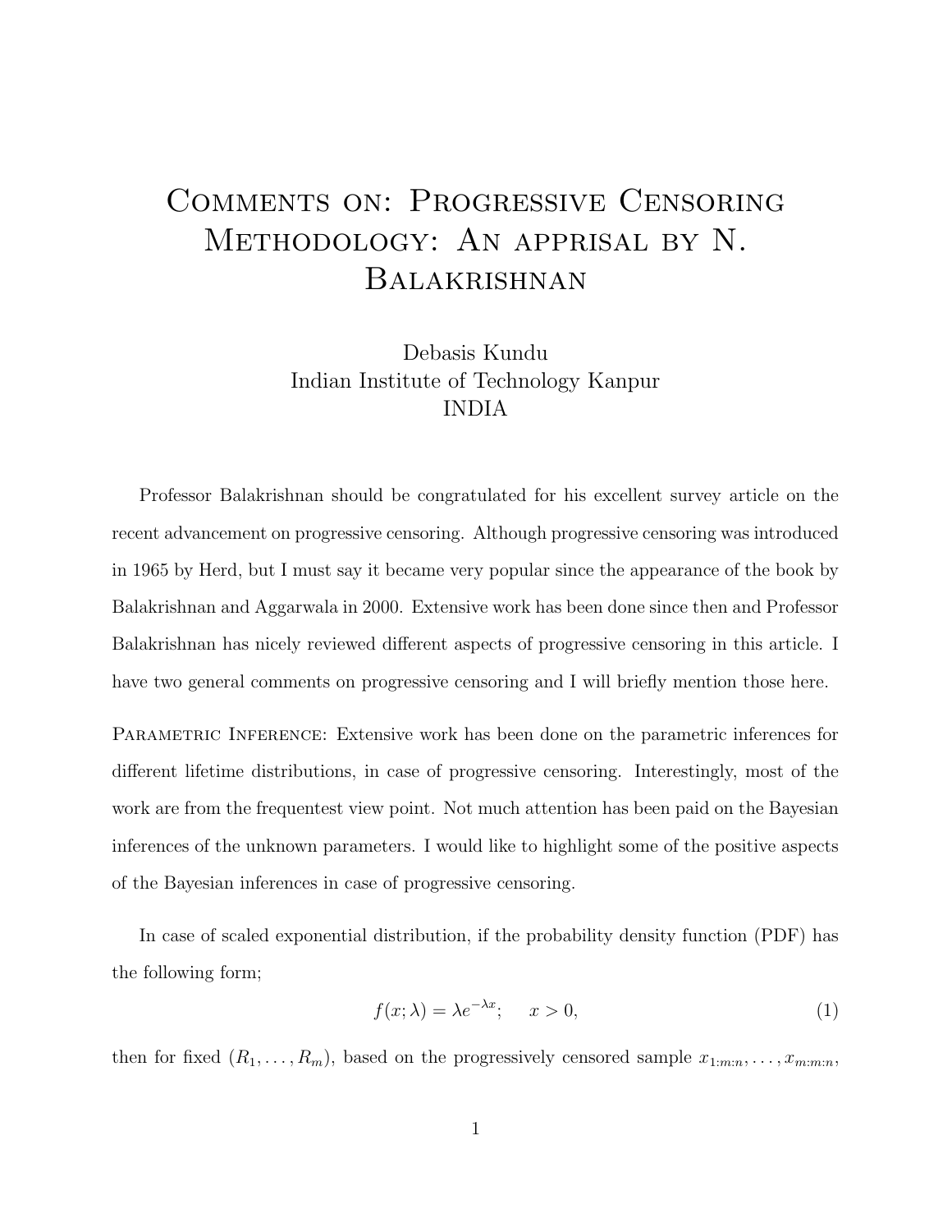# Comments on: Progressive Censoring Methodology: An apprisal by N. Balakrishnan

Debasis Kundu
Indian Institute of Technology Kanpur
INDIA

Professor Balakrishnan should be congratulated for his excellent survey article on the recent advancement on progressive censoring. Although progressive censoring was introduced in 1965 by Herd, but I must say it became very popular since the appearance of the book by Balakrishnan and Aggarwala in 2000. Extensive work has been done since then and Professor Balakrishnan has nicely reviewed different aspects of progressive censoring in this article. I have two general comments on progressive censoring and I will briefly mention those here.

Parametric Inference: Extensive work has been done on the parametric inferences for different lifetime distributions, in case of progressive censoring. Interestingly, most of the work are from the frequentest view point. Not much attention has been paid on the Bayesian inferences of the unknown parameters. I would like to highlight some of the positive aspects of the Bayesian inferences in case of progressive censoring.

In case of scaled exponential distribution, if the probability density function (PDF) has the following form;

$$f(x; \lambda) = \lambda e^{-\lambda x}; \quad x > 0, \tag{1}$$

then for fixed $(R_1, \ldots, R_m)$, based on the progressively censored sample $x_{1:m:n}, \ldots, x_{m:m:n}$,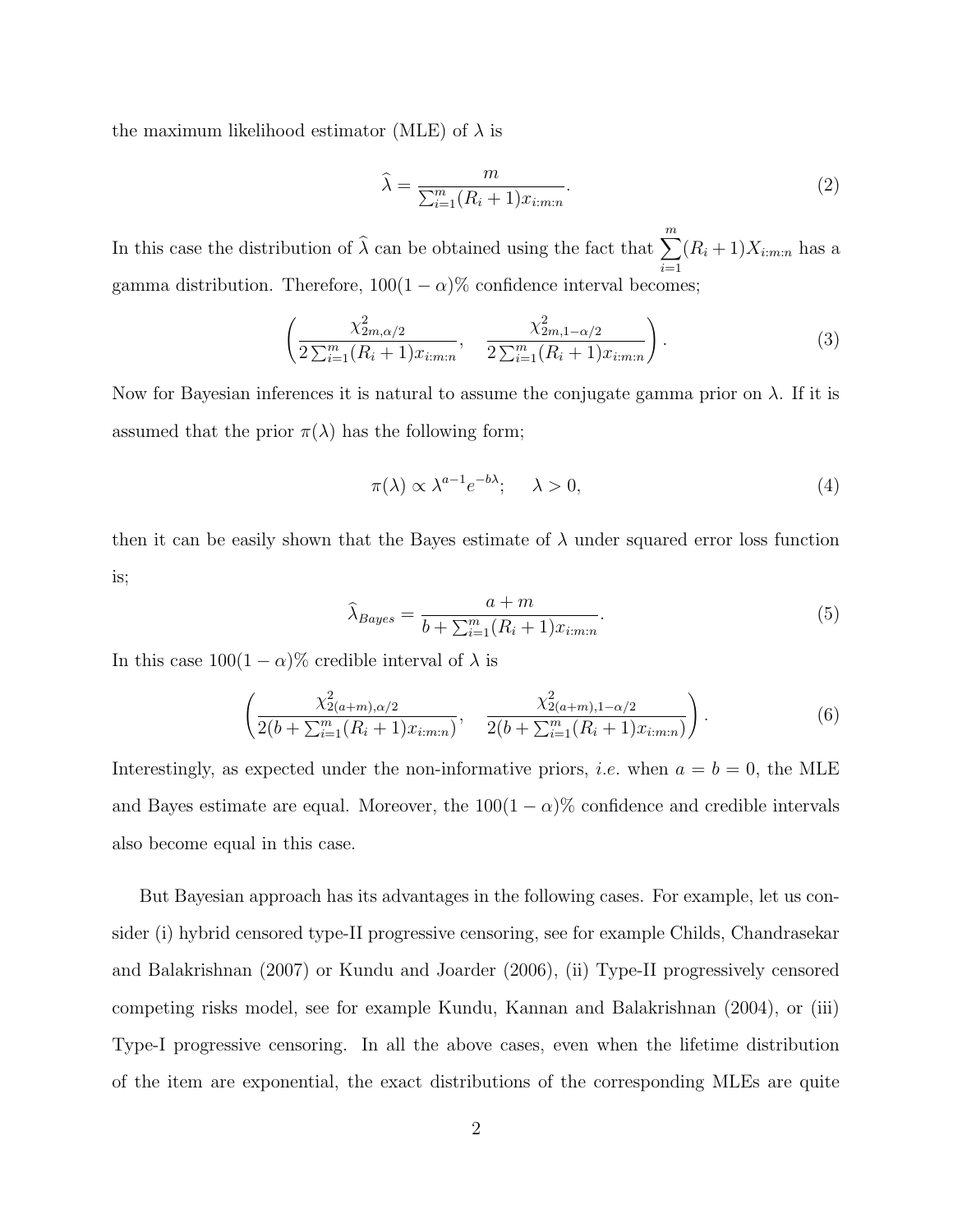the maximum likelihood estimator (MLE) of $\lambda$ is

$$\widehat{\lambda} = \frac{m}{\sum_{i=1}^{m}(R_i+1)x_{i:m:n}}. \tag{2}$$

In this case the distribution of $\widehat{\lambda}$ can be obtained using the fact that $\sum_{i=1}^{m}(R_i+1)X_{i:m:n}$ has a gamma distribution. Therefore, $100(1-\alpha)\%$ confidence interval becomes;

$$\left( \frac{\chi^2_{2m,\alpha/2}}{2\sum_{i=1}^{m}(R_i+1)x_{i:m:n}}, \quad \frac{\chi^2_{2m,1-\alpha/2}}{2\sum_{i=1}^{m}(R_i+1)x_{i:m:n}} \right). \tag{3}$$

Now for Bayesian inferences it is natural to assume the conjugate gamma prior on $\lambda$. If it is assumed that the prior $\pi(\lambda)$ has the following form;

$$\pi(\lambda) \propto \lambda^{a-1}e^{-b\lambda}; \quad \lambda > 0, \tag{4}$$

then it can be easily shown that the Bayes estimate of $\lambda$ under squared error loss function is;

$$\widehat{\lambda}_{Bayes} = \frac{a+m}{b+\sum_{i=1}^{m}(R_i+1)x_{i:m:n}}. \tag{5}$$

In this case $100(1-\alpha)\%$ credible interval of $\lambda$ is

$$\left( \frac{\chi^2_{2(a+m),\alpha/2}}{2(b+\sum_{i=1}^{m}(R_i+1)x_{i:m:n})}, \quad \frac{\chi^2_{2(a+m),1-\alpha/2}}{2(b+\sum_{i=1}^{m}(R_i+1)x_{i:m:n})} \right). \tag{6}$$

Interestingly, as expected under the non-informative priors, *i.e.* when $a = b = 0$, the MLE and Bayes estimate are equal. Moreover, the $100(1-\alpha)\%$ confidence and credible intervals also become equal in this case.

But Bayesian approach has its advantages in the following cases. For example, let us consider (i) hybrid censored type-II progressive censoring, see for example Childs, Chandrasekar and Balakrishnan (2007) or Kundu and Joarder (2006), (ii) Type-II progressively censored competing risks model, see for example Kundu, Kannan and Balakrishnan (2004), or (iii) Type-I progressive censoring. In all the above cases, even when the lifetime distribution of the item are exponential, the exact distributions of the corresponding MLEs are quite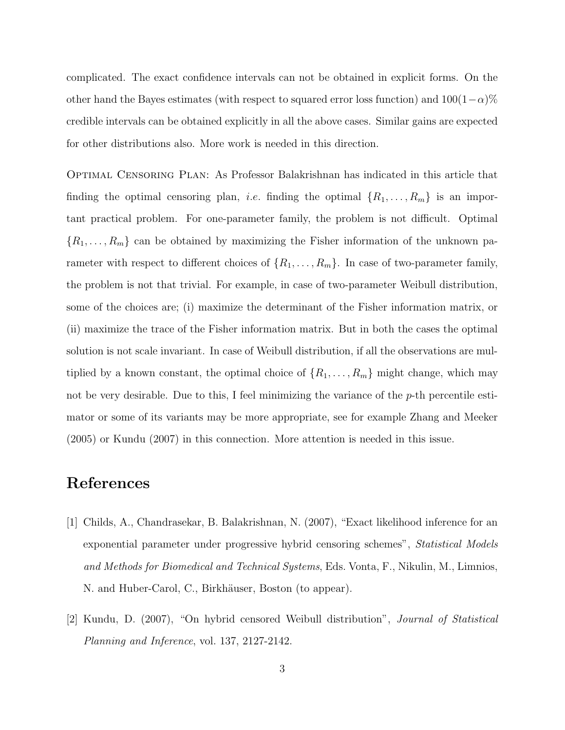complicated. The exact confidence intervals can not be obtained in explicit forms. On the other hand the Bayes estimates (with respect to squared error loss function) and $100(1-\alpha)\%$ credible intervals can be obtained explicitly in all the above cases. Similar gains are expected for other distributions also. More work is needed in this direction.

Optimal Censoring Plan: As Professor Balakrishnan has indicated in this article that finding the optimal censoring plan, *i.e.* finding the optimal $\{R_1, \ldots, R_m\}$ is an important practical problem. For one-parameter family, the problem is not difficult. Optimal $\{R_1, \ldots, R_m\}$ can be obtained by maximizing the Fisher information of the unknown parameter with respect to different choices of $\{R_1, \ldots, R_m\}$. In case of two-parameter family, the problem is not that trivial. For example, in case of two-parameter Weibull distribution, some of the choices are; (i) maximize the determinant of the Fisher information matrix, or (ii) maximize the trace of the Fisher information matrix. But in both the cases the optimal solution is not scale invariant. In case of Weibull distribution, if all the observations are multiplied by a known constant, the optimal choice of $\{R_1, \ldots, R_m\}$ might change, which may not be very desirable. Due to this, I feel minimizing the variance of the $p$-th percentile estimator or some of its variants may be more appropriate, see for example Zhang and Meeker (2005) or Kundu (2007) in this connection. More attention is needed in this issue.

## References

[1] Childs, A., Chandrasekar, B. Balakrishnan, N. (2007), "Exact likelihood inference for an exponential parameter under progressive hybrid censoring schemes", *Statistical Models and Methods for Biomedical and Technical Systems*, Eds. Vonta, F., Nikulin, M., Limnios, N. and Huber-Carol, C., Birkhäuser, Boston (to appear).

[2] Kundu, D. (2007), "On hybrid censored Weibull distribution", *Journal of Statistical Planning and Inference*, vol. 137, 2127-2142.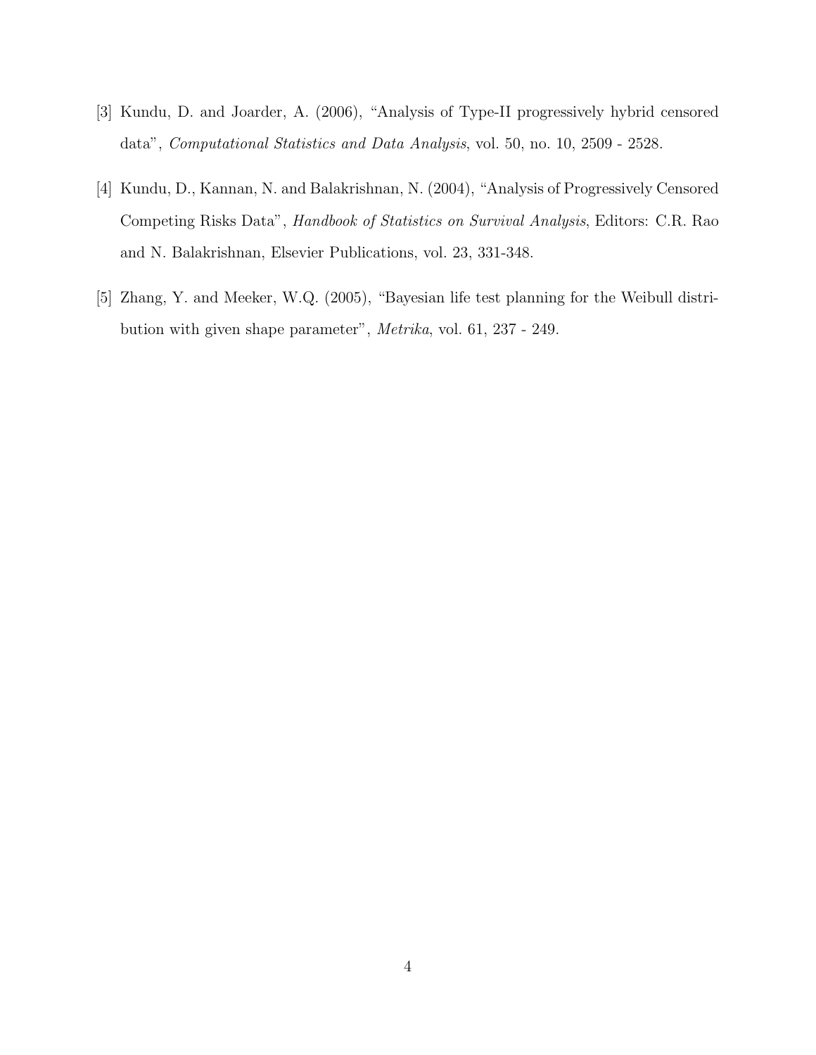[3] Kundu, D. and Joarder, A. (2006), "Analysis of Type-II progressively hybrid censored data", *Computational Statistics and Data Analysis*, vol. 50, no. 10, 2509 - 2528.

[4] Kundu, D., Kannan, N. and Balakrishnan, N. (2004), "Analysis of Progressively Censored Competing Risks Data", *Handbook of Statistics on Survival Analysis*, Editors: C.R. Rao and N. Balakrishnan, Elsevier Publications, vol. 23, 331-348.

[5] Zhang, Y. and Meeker, W.Q. (2005), "Bayesian life test planning for the Weibull distribution with given shape parameter", *Metrika*, vol. 61, 237 - 249.